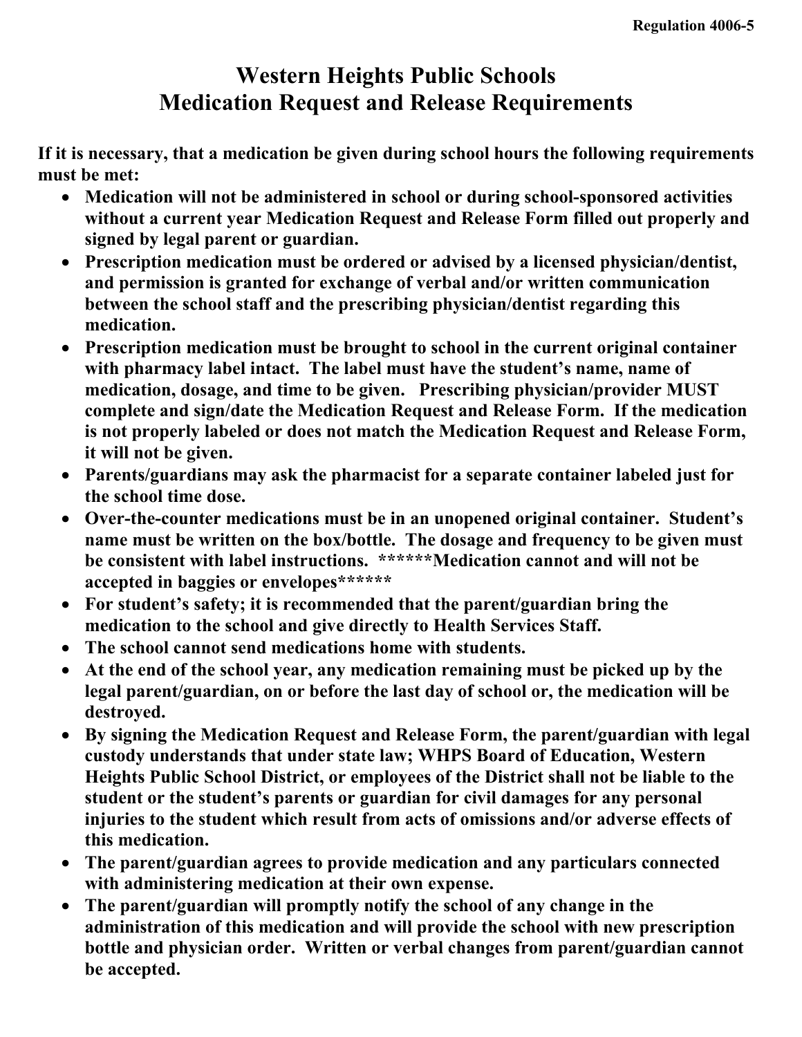Regulation 4006-5

# Western Heights Public Schools
# Medication Request and Release Requirements

**If it is necessary, that a medication be given during school hours the following requirements must be met:**

- **Medication will not be administered in school or during school-sponsored activities without a current year Medication Request and Release Form filled out properly and signed by legal parent or guardian.**
- **Prescription medication must be ordered or advised by a licensed physician/dentist, and permission is granted for exchange of verbal and/or written communication between the school staff and the prescribing physician/dentist regarding this medication.**
- **Prescription medication must be brought to school in the current original container with pharmacy label intact. The label must have the student's name, name of medication, dosage, and time to be given. Prescribing physician/provider MUST complete and sign/date the Medication Request and Release Form. If the medication is not properly labeled or does not match the Medication Request and Release Form, it will not be given.**
- **Parents/guardians may ask the pharmacist for a separate container labeled just for the school time dose.**
- **Over-the-counter medications must be in an unopened original container. Student's name must be written on the box/bottle. The dosage and frequency to be given must be consistent with label instructions. ******Medication cannot and will not be accepted in baggies or envelopes******
- **For student's safety; it is recommended that the parent/guardian bring the medication to the school and give directly to Health Services Staff.**
- **The school cannot send medications home with students.**
- **At the end of the school year, any medication remaining must be picked up by the legal parent/guardian, on or before the last day of school or, the medication will be destroyed.**
- **By signing the Medication Request and Release Form, the parent/guardian with legal custody understands that under state law; WHPS Board of Education, Western Heights Public School District, or employees of the District shall not be liable to the student or the student's parents or guardian for civil damages for any personal injuries to the student which result from acts of omissions and/or adverse effects of this medication.**
- **The parent/guardian agrees to provide medication and any particulars connected with administering medication at their own expense.**
- **The parent/guardian will promptly notify the school of any change in the administration of this medication and will provide the school with new prescription bottle and physician order. Written or verbal changes from parent/guardian cannot be accepted.**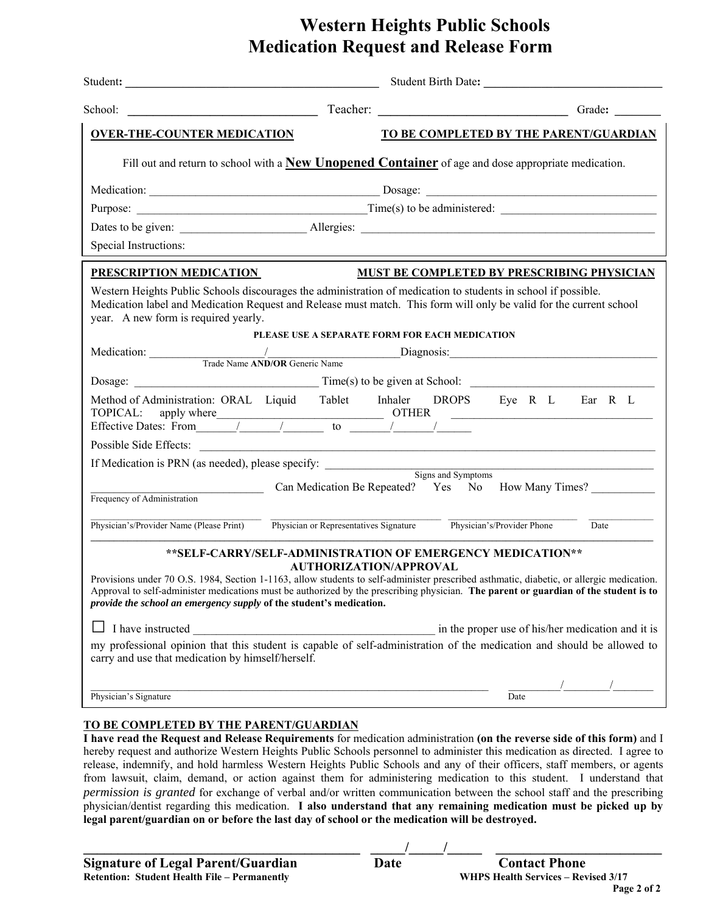# Western Heights Public Schools
# Medication Request and Release Form

Student: ___________________________________________ Student Birth Date: ______________________________

School: _______________________________ Teacher: _______________________________ Grade: ________

**OVER-THE-COUNTER MEDICATION** — **TO BE COMPLETED BY THE PARENT/GUARDIAN**

Fill out and return to school with a **New Unopened Container** of age and dose appropriate medication.

Medication: ________________________________________ Dosage: ________________________________________

Purpose: ________________________________________Time(s) to be administered: __________________________

Dates to be given: ______________________ Allergies: ____________________________________________________

Special Instructions:

**PRESCRIPTION MEDICATION** — **MUST BE COMPLETED BY PRESCRIBING PHYSICIAN**

Western Heights Public Schools discourages the administration of medication to students in school if possible. Medication label and Medication Request and Release must match. This form will only be valid for the current school year. A new form is required yearly.

**PLEASE USE A SEPARATE FORM FOR EACH MEDICATION**

Medication: ____________________/______________________Diagnosis:____________________________________
Trade Name **AND/OR** Generic Name

Dosage: _______________________________ Time(s) to be given at School: _______________________________

Method of Administration: ORAL Liquid Tablet Inhaler DROPS Eye R L Ear R L
TOPICAL: apply where____________________________ OTHER ___________________________________
Effective Dates: From______/______/_______ to _______/_______/______

Possible Side Effects: _______________________________________________________________________________

If Medication is PRN (as needed), please specify: ______________________________________________________
Signs and Symptoms

_______________________________ Can Medication Be Repeated? Yes No How Many Times? ___________
Frequency of Administration

___________________________ ___________________________ ___________________________ ___________
Physician's/Provider Name (Please Print) Physician or Representatives Signature Physician's/Provider Phone Date

**\*\*SELF-CARRY/SELF-ADMINISTRATION OF EMERGENCY MEDICATION\*\***
**AUTHORIZATION/APPROVAL**

Provisions under 70 O.S. 1984, Section 1-1163, allow students to self-administer prescribed asthmatic, diabetic, or allergic medication. Approval to self-administer medications must be authorized by the prescribing physician. **The parent or guardian of the student is to *provide the school an emergency supply* of the student's medication.**

☐ I have instructed __________________________________________ in the proper use of his/her medication and it is my professional opinion that this student is capable of self-administration of the medication and should be allowed to carry and use that medication by himself/herself.

_____________________________________________________________________________ _________/________/_______
Physician's Signature Date

**TO BE COMPLETED BY THE PARENT/GUARDIAN**

**I have read the Request and Release Requirements** for medication administration **(on the reverse side of this form)** and I hereby request and authorize Western Heights Public Schools personnel to administer this medication as directed. I agree to release, indemnify, and hold harmless Western Heights Public Schools and any of their officers, staff members, or agents from lawsuit, claim, demand, or action against them for administering medication to this student. I understand that *permission is granted* for exchange of verbal and/or written communication between the school staff and the prescribing physician/dentist regarding this medication. **I also understand that any remaining medication must be picked up by legal parent/guardian on or before the last day of school or the medication will be destroyed.**

__________________________________________ _____/_____/_____ _________________________
**Signature of Legal Parent/Guardian** **Date** **Contact Phone**

**Retention: Student Health File – Permanently** **WHPS Health Services – Revised 3/17**